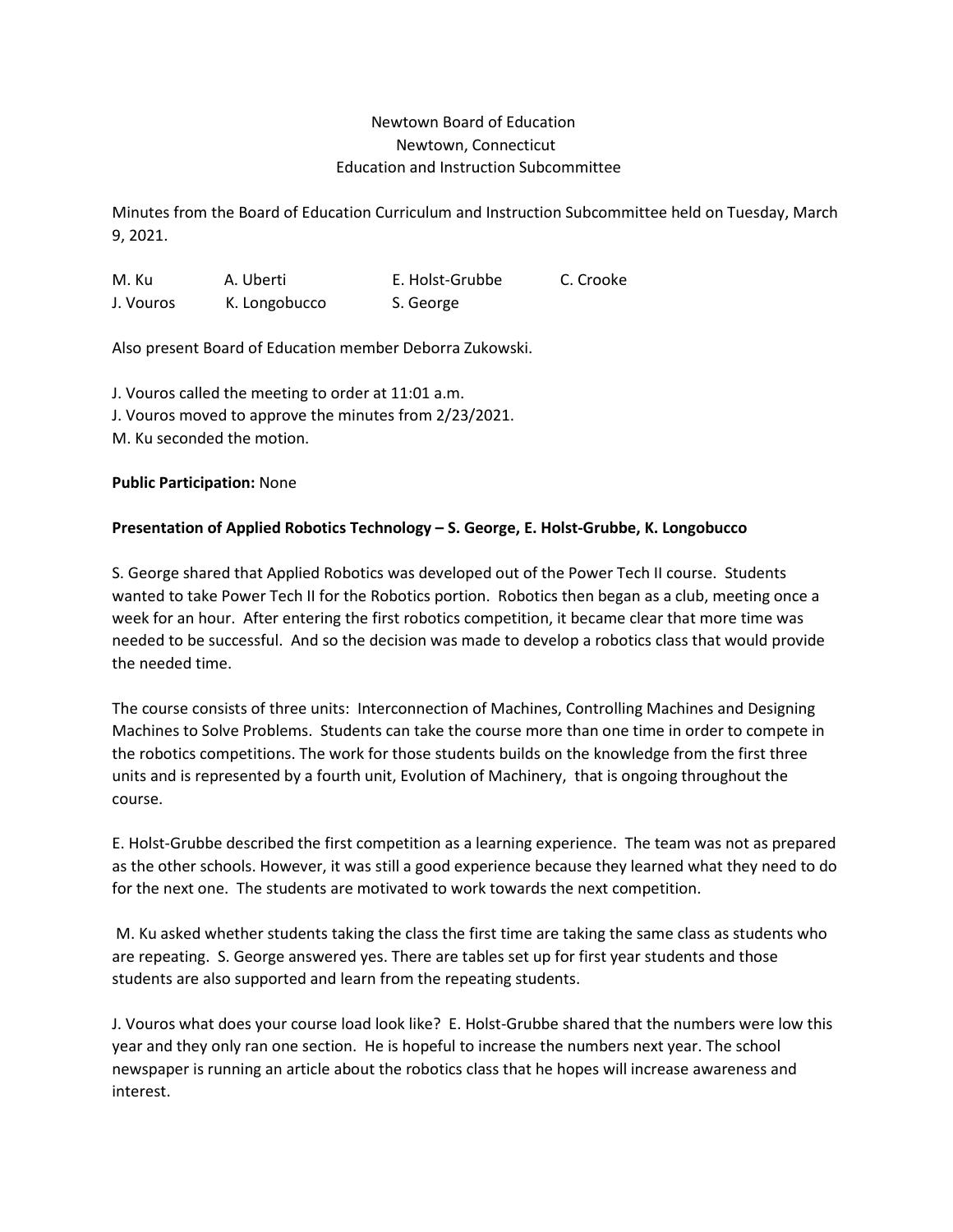Newtown Board of Education
Newtown, Connecticut
Education and Instruction Subcommittee

Minutes from the Board of Education Curriculum and Instruction Subcommittee held on Tuesday, March 9, 2021.

| M. Ku | A. Uberti | E. Holst-Grubbe | C. Crooke |
|---|---|---|---|
| J. Vouros | K. Longobucco | S. George | |

Also present Board of Education member Deborra Zukowski.

J. Vouros called the meeting to order at 11:01 a.m.
J. Vouros moved to approve the minutes from 2/23/2021.
M. Ku seconded the motion.

**Public Participation:** None

**Presentation of Applied Robotics Technology – S. George, E. Holst-Grubbe, K. Longobucco**

S. George shared that Applied Robotics was developed out of the Power Tech II course. Students wanted to take Power Tech II for the Robotics portion. Robotics then began as a club, meeting once a week for an hour. After entering the first robotics competition, it became clear that more time was needed to be successful. And so the decision was made to develop a robotics class that would provide the needed time.

The course consists of three units: Interconnection of Machines, Controlling Machines and Designing Machines to Solve Problems. Students can take the course more than one time in order to compete in the robotics competitions. The work for those students builds on the knowledge from the first three units and is represented by a fourth unit, Evolution of Machinery, that is ongoing throughout the course.

E. Holst-Grubbe described the first competition as a learning experience. The team was not as prepared as the other schools. However, it was still a good experience because they learned what they need to do for the next one. The students are motivated to work towards the next competition.

M. Ku asked whether students taking the class the first time are taking the same class as students who are repeating. S. George answered yes. There are tables set up for first year students and those students are also supported and learn from the repeating students.

J. Vouros what does your course load look like? E. Holst-Grubbe shared that the numbers were low this year and they only ran one section. He is hopeful to increase the numbers next year. The school newspaper is running an article about the robotics class that he hopes will increase awareness and interest.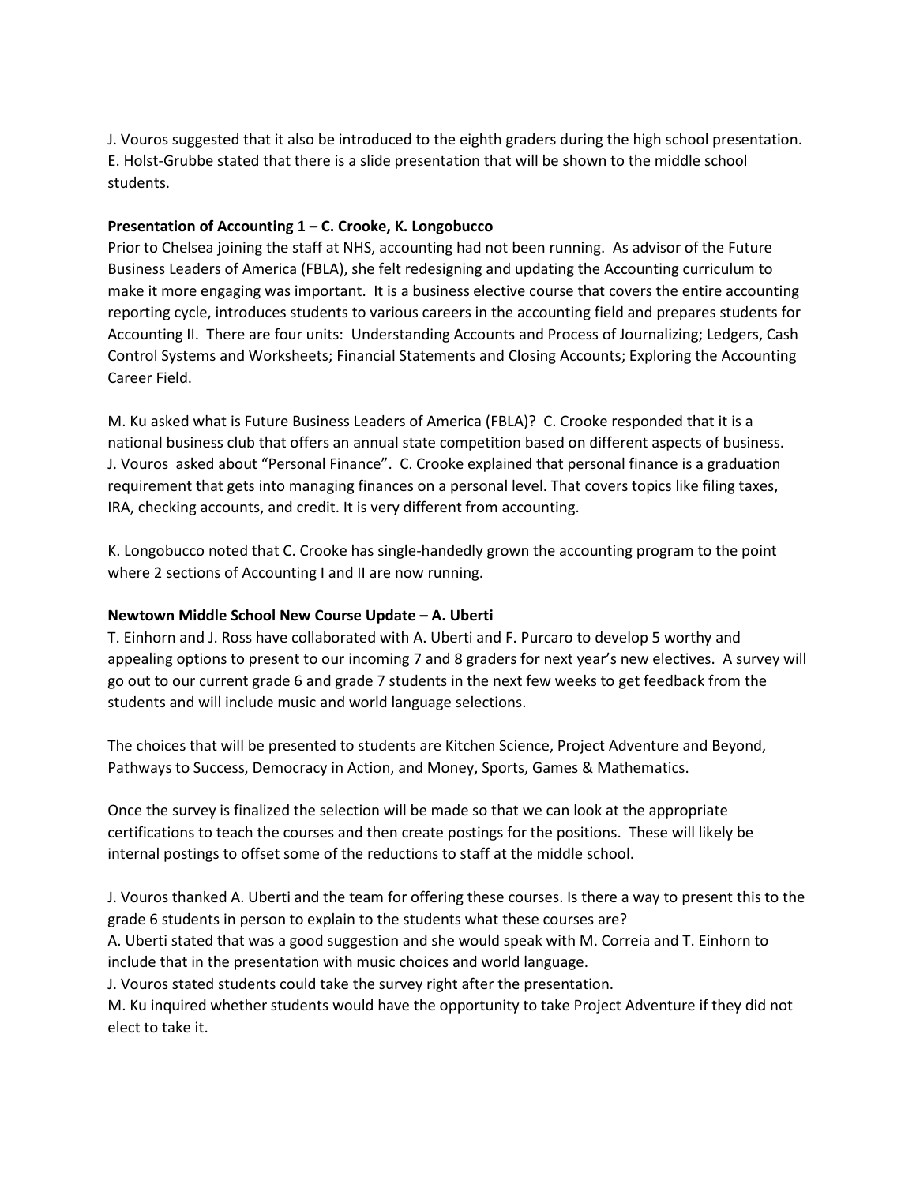J. Vouros suggested that it also be introduced to the eighth graders during the high school presentation. E. Holst-Grubbe stated that there is a slide presentation that will be shown to the middle school students.

**Presentation of Accounting 1 – C. Crooke, K. Longobucco**

Prior to Chelsea joining the staff at NHS, accounting had not been running. As advisor of the Future Business Leaders of America (FBLA), she felt redesigning and updating the Accounting curriculum to make it more engaging was important. It is a business elective course that covers the entire accounting reporting cycle, introduces students to various careers in the accounting field and prepares students for Accounting II. There are four units: Understanding Accounts and Process of Journalizing; Ledgers, Cash Control Systems and Worksheets; Financial Statements and Closing Accounts; Exploring the Accounting Career Field.

M. Ku asked what is Future Business Leaders of America (FBLA)? C. Crooke responded that it is a national business club that offers an annual state competition based on different aspects of business. J. Vouros asked about "Personal Finance". C. Crooke explained that personal finance is a graduation requirement that gets into managing finances on a personal level. That covers topics like filing taxes, IRA, checking accounts, and credit. It is very different from accounting.

K. Longobucco noted that C. Crooke has single-handedly grown the accounting program to the point where 2 sections of Accounting I and II are now running.

**Newtown Middle School New Course Update – A. Uberti**

T. Einhorn and J. Ross have collaborated with A. Uberti and F. Purcaro to develop 5 worthy and appealing options to present to our incoming 7 and 8 graders for next year's new electives. A survey will go out to our current grade 6 and grade 7 students in the next few weeks to get feedback from the students and will include music and world language selections.

The choices that will be presented to students are Kitchen Science, Project Adventure and Beyond, Pathways to Success, Democracy in Action, and Money, Sports, Games & Mathematics.

Once the survey is finalized the selection will be made so that we can look at the appropriate certifications to teach the courses and then create postings for the positions. These will likely be internal postings to offset some of the reductions to staff at the middle school.

J. Vouros thanked A. Uberti and the team for offering these courses. Is there a way to present this to the grade 6 students in person to explain to the students what these courses are?
A. Uberti stated that was a good suggestion and she would speak with M. Correia and T. Einhorn to include that in the presentation with music choices and world language.
J. Vouros stated students could take the survey right after the presentation.
M. Ku inquired whether students would have the opportunity to take Project Adventure if they did not elect to take it.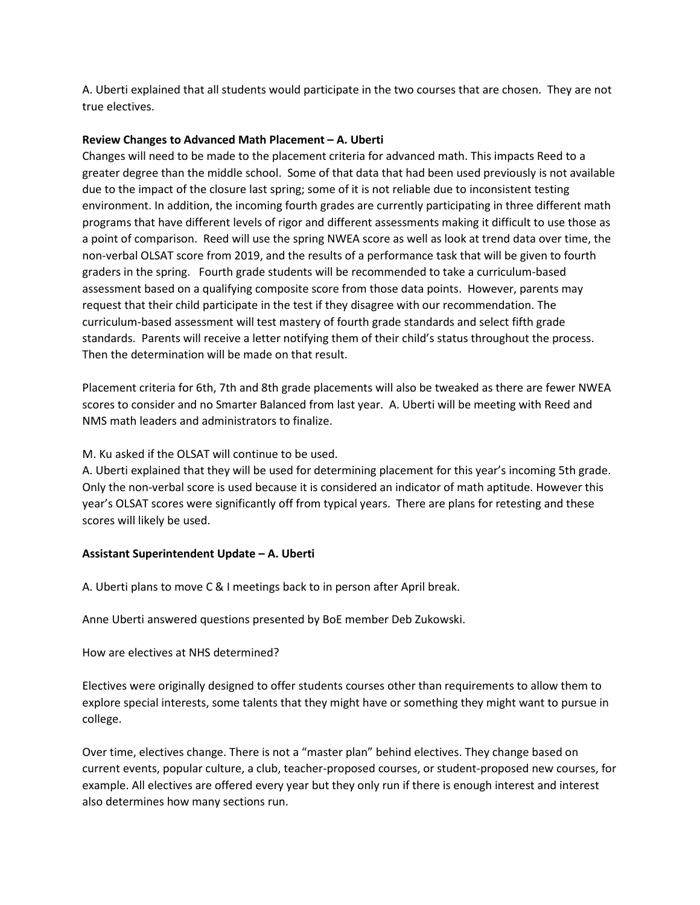A. Uberti explained that all students would participate in the two courses that are chosen. They are not true electives.

**Review Changes to Advanced Math Placement – A. Uberti**

Changes will need to be made to the placement criteria for advanced math. This impacts Reed to a greater degree than the middle school. Some of that data that had been used previously is not available due to the impact of the closure last spring; some of it is not reliable due to inconsistent testing environment. In addition, the incoming fourth grades are currently participating in three different math programs that have different levels of rigor and different assessments making it difficult to use those as a point of comparison. Reed will use the spring NWEA score as well as look at trend data over time, the non-verbal OLSAT score from 2019, and the results of a performance task that will be given to fourth graders in the spring. Fourth grade students will be recommended to take a curriculum-based assessment based on a qualifying composite score from those data points. However, parents may request that their child participate in the test if they disagree with our recommendation. The curriculum-based assessment will test mastery of fourth grade standards and select fifth grade standards. Parents will receive a letter notifying them of their child's status throughout the process. Then the determination will be made on that result.

Placement criteria for 6th, 7th and 8th grade placements will also be tweaked as there are fewer NWEA scores to consider and no Smarter Balanced from last year. A. Uberti will be meeting with Reed and NMS math leaders and administrators to finalize.

M. Ku asked if the OLSAT will continue to be used.

A. Uberti explained that they will be used for determining placement for this year's incoming 5th grade. Only the non-verbal score is used because it is considered an indicator of math aptitude. However this year's OLSAT scores were significantly off from typical years. There are plans for retesting and these scores will likely be used.

**Assistant Superintendent Update – A. Uberti**

A. Uberti plans to move C & I meetings back to in person after April break.

Anne Uberti answered questions presented by BoE member Deb Zukowski.

How are electives at NHS determined?

Electives were originally designed to offer students courses other than requirements to allow them to explore special interests, some talents that they might have or something they might want to pursue in college.

Over time, electives change. There is not a "master plan" behind electives. They change based on current events, popular culture, a club, teacher-proposed courses, or student-proposed new courses, for example. All electives are offered every year but they only run if there is enough interest and interest also determines how many sections run.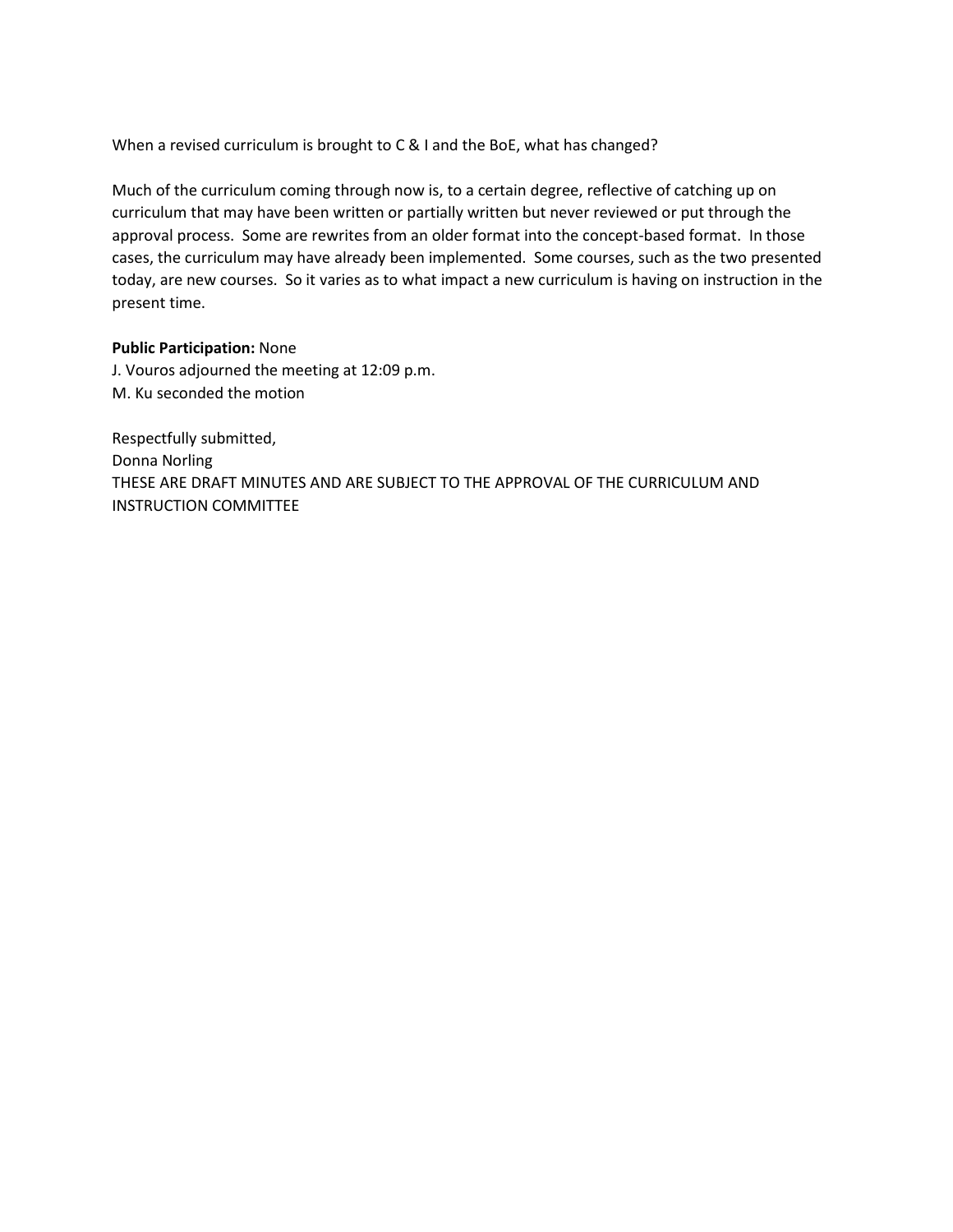When a revised curriculum is brought to C & I and the BoE, what has changed?

Much of the curriculum coming through now is, to a certain degree, reflective of catching up on curriculum that may have been written or partially written but never reviewed or put through the approval process. Some are rewrites from an older format into the concept-based format. In those cases, the curriculum may have already been implemented. Some courses, such as the two presented today, are new courses. So it varies as to what impact a new curriculum is having on instruction in the present time.

**Public Participation:** None
J. Vouros adjourned the meeting at 12:09 p.m.
M. Ku seconded the motion

Respectfully submitted,
Donna Norling
THESE ARE DRAFT MINUTES AND ARE SUBJECT TO THE APPROVAL OF THE CURRICULUM AND INSTRUCTION COMMITTEE